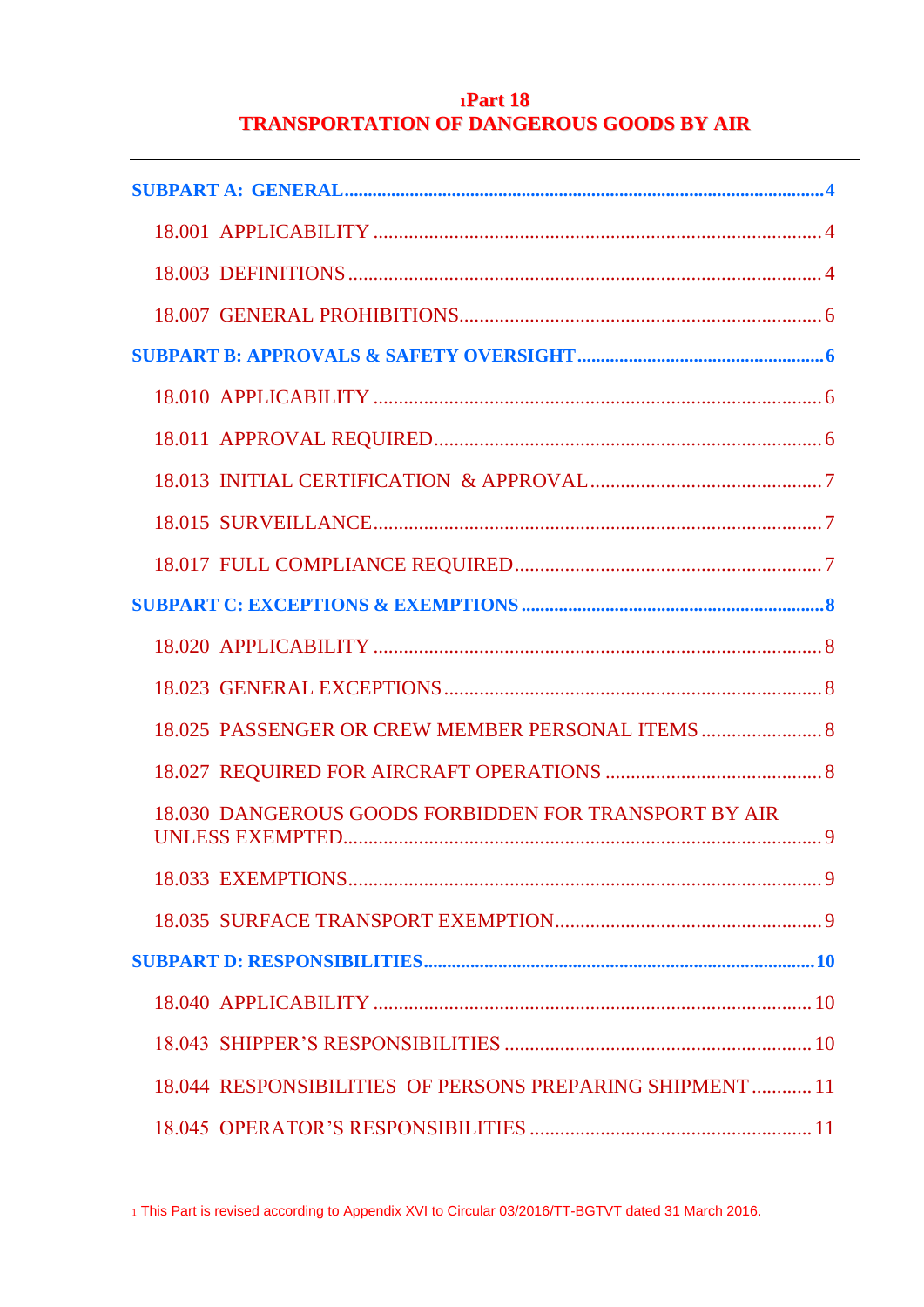# [1]Part 18
# TRANSPORTATION OF DANGEROUS GOODS BY AIR

---

**SUBPART A: GENERAL** ........................................................................................................ 4

18.001 APPLICABILITY ........................................................................................... 4

18.003 DEFINITIONS ............................................................................................... 4

18.007 GENERAL PROHIBITIONS .......................................................................... 6

**SUBPART B: APPROVALS & SAFETY OVERSIGHT** ....................................................... 6

18.010 APPLICABILITY ........................................................................................... 6

18.011 APPROVAL REQUIRED ................................................................................ 6

18.013 INITIAL CERTIFICATION & APPROVAL ................................................... 7

18.015 SURVEILLANCE ........................................................................................... 7

18.017 FULL COMPLIANCE REQUIRED ................................................................. 7

**SUBPART C: EXCEPTIONS & EXEMPTIONS** .................................................................. 8

18.020 APPLICABILITY ........................................................................................... 8

18.023 GENERAL EXCEPTIONS .............................................................................. 8

18.025 PASSENGER OR CREW MEMBER PERSONAL ITEMS ........................... 8

18.027 REQUIRED FOR AIRCRAFT OPERATIONS .............................................. 8

18.030 DANGEROUS GOODS FORBIDDEN FOR TRANSPORT BY AIR UNLESS EXEMPTED ................................................................................................ 9

18.033 EXEMPTIONS ............................................................................................... 9

18.035 SURFACE TRANSPORT EXEMPTION ........................................................ 9

**SUBPART D: RESPONSIBILITIES** ...................................................................................... 10

18.040 APPLICABILITY ........................................................................................... 10

18.043 SHIPPER'S RESPONSIBILITIES ................................................................. 10

18.044 RESPONSIBILITIES OF PERSONS PREPARING SHIPMENT ............ 11

18.045 OPERATOR'S RESPONSIBILITIES ............................................................ 11

[1] This Part is revised according to Appendix XVI to Circular 03/2016/TT-BGTVT dated 31 March 2016.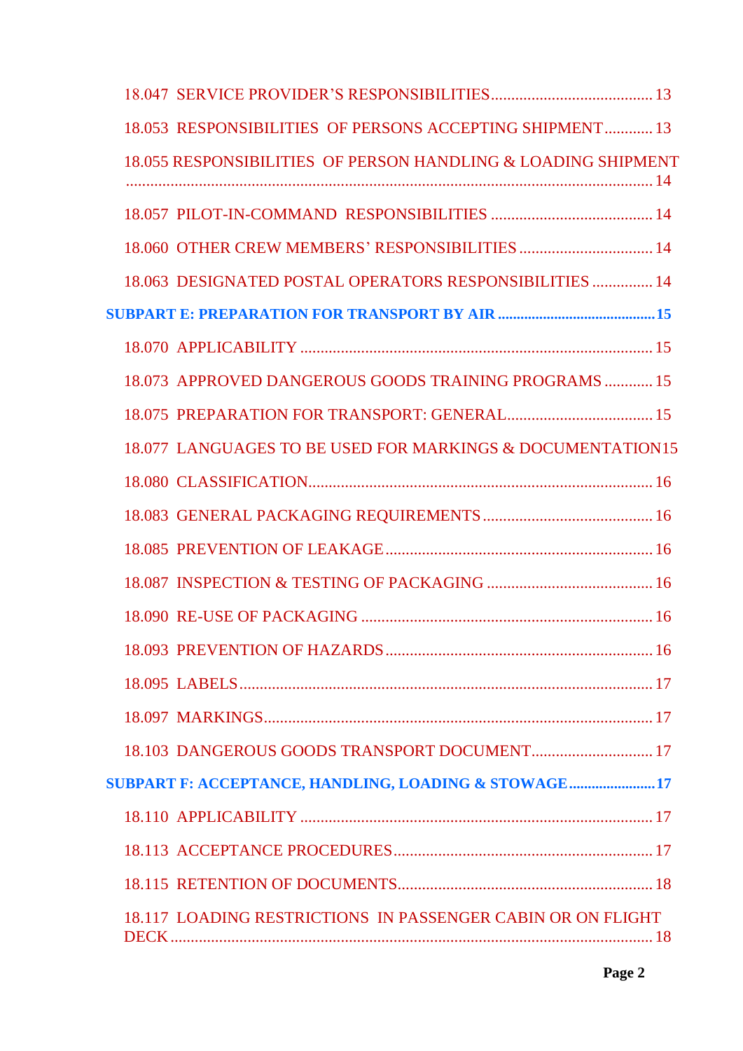18.047 SERVICE PROVIDER'S RESPONSIBILITIES ........................................ 13

18.053 RESPONSIBILITIES OF PERSONS ACCEPTING SHIPMENT ............ 13

18.055 RESPONSIBILITIES OF PERSON HANDLING & LOADING SHIPMENT ................................................................................................................................ 14

18.057 PILOT-IN-COMMAND RESPONSIBILITIES ........................................ 14

18.060 OTHER CREW MEMBERS' RESPONSIBILITIES ................................. 14

18.063 DESIGNATED POSTAL OPERATORS RESPONSIBILITIES ............... 14

**SUBPART E: PREPARATION FOR TRANSPORT BY AIR .......................................... 15**

18.070 APPLICABILITY ....................................................................................... 15

18.073 APPROVED DANGEROUS GOODS TRAINING PROGRAMS ............ 15

18.075 PREPARATION FOR TRANSPORT: GENERAL.................................... 15

18.077 LANGUAGES TO BE USED FOR MARKINGS & DOCUMENTATION15

18.080 CLASSIFICATION..................................................................................... 16

18.083 GENERAL PACKAGING REQUIREMENTS .......................................... 16

18.085 PREVENTION OF LEAKAGE .................................................................. 16

18.087 INSPECTION & TESTING OF PACKAGING ......................................... 16

18.090 RE-USE OF PACKAGING ........................................................................ 16

18.093 PREVENTION OF HAZARDS .................................................................. 16

18.095 LABELS ...................................................................................................... 17

18.097 MARKINGS................................................................................................ 17

18.103 DANGEROUS GOODS TRANSPORT DOCUMENT.............................. 17

**SUBPART F: ACCEPTANCE, HANDLING, LOADING & STOWAGE....................... 17**

18.110 APPLICABILITY ....................................................................................... 17

18.113 ACCEPTANCE PROCEDURES................................................................ 17

18.115 RETENTION OF DOCUMENTS............................................................... 18

18.117 LOADING RESTRICTIONS IN PASSENGER CABIN OR ON FLIGHT DECK ....................................................................................................................... 18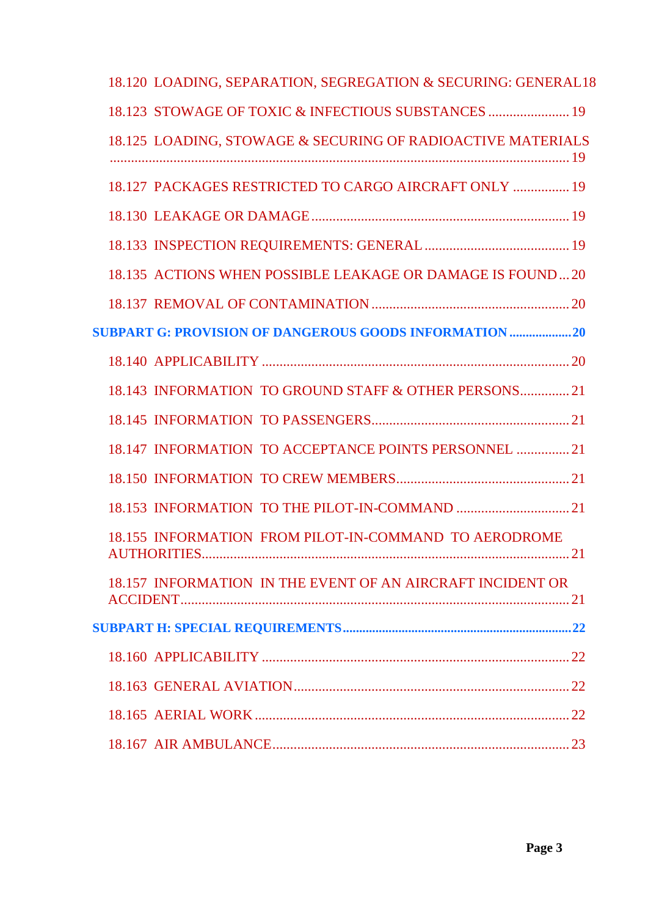18.120 LOADING, SEPARATION, SEGREGATION & SECURING: GENERAL 18

18.123 STOWAGE OF TOXIC & INFECTIOUS SUBSTANCES ....................... 19

18.125 LOADING, STOWAGE & SECURING OF RADIOACTIVE MATERIALS ........................................................................................................................ 19

18.127 PACKAGES RESTRICTED TO CARGO AIRCRAFT ONLY ................ 19

18.130 LEAKAGE OR DAMAGE ........................................................................ 19

18.133 INSPECTION REQUIREMENTS: GENERAL ......................................... 19

18.135 ACTIONS WHEN POSSIBLE LEAKAGE OR DAMAGE IS FOUND ... 20

18.137 REMOVAL OF CONTAMINATION ........................................................ 20

**SUBPART G: PROVISION OF DANGEROUS GOODS INFORMATION ................... 20**

18.140 APPLICABILITY ...................................................................................... 20

18.143 INFORMATION TO GROUND STAFF & OTHER PERSONS .............. 21

18.145 INFORMATION TO PASSENGERS ....................................................... 21

18.147 INFORMATION TO ACCEPTANCE POINTS PERSONNEL ............... 21

18.150 INFORMATION TO CREW MEMBERS ................................................ 21

18.153 INFORMATION TO THE PILOT-IN-COMMAND ................................ 21

18.155 INFORMATION FROM PILOT-IN-COMMAND TO AERODROME AUTHORITIES ........................................................................................................ 21

18.157 INFORMATION IN THE EVENT OF AN AIRCRAFT INCIDENT OR ACCIDENT ............................................................................................................. 21

**SUBPART H: SPECIAL REQUIREMENTS ..................................................................... 22**

18.160 APPLICABILITY ...................................................................................... 22

18.163 GENERAL AVIATION ............................................................................. 22

18.165 AERIAL WORK ......................................................................................... 22

18.167 AIR AMBULANCE .................................................................................... 23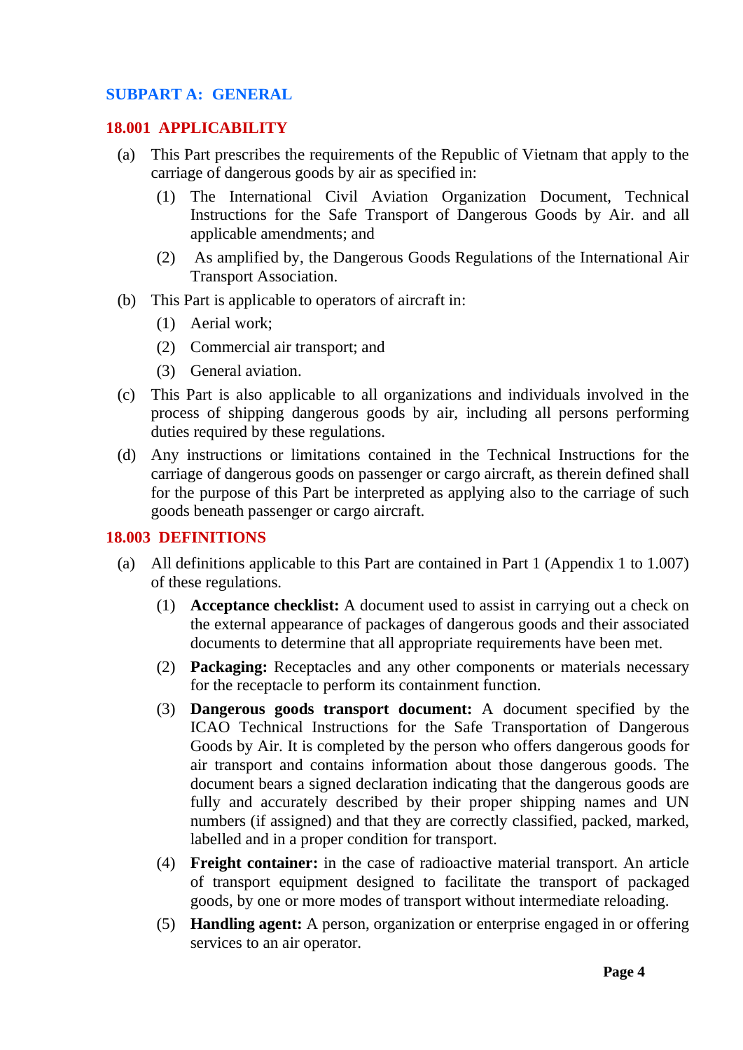## SUBPART A: GENERAL

### 18.001 APPLICABILITY

(a) This Part prescribes the requirements of the Republic of Vietnam that apply to the carriage of dangerous goods by air as specified in:

(1) The International Civil Aviation Organization Document, Technical Instructions for the Safe Transport of Dangerous Goods by Air. and all applicable amendments; and

(2) As amplified by, the Dangerous Goods Regulations of the International Air Transport Association.

(b) This Part is applicable to operators of aircraft in:

(1) Aerial work;

(2) Commercial air transport; and

(3) General aviation.

(c) This Part is also applicable to all organizations and individuals involved in the process of shipping dangerous goods by air, including all persons performing duties required by these regulations.

(d) Any instructions or limitations contained in the Technical Instructions for the carriage of dangerous goods on passenger or cargo aircraft, as therein defined shall for the purpose of this Part be interpreted as applying also to the carriage of such goods beneath passenger or cargo aircraft.

### 18.003 DEFINITIONS

(a) All definitions applicable to this Part are contained in Part 1 (Appendix 1 to 1.007) of these regulations.

(1) **Acceptance checklist:** A document used to assist in carrying out a check on the external appearance of packages of dangerous goods and their associated documents to determine that all appropriate requirements have been met.

(2) **Packaging:** Receptacles and any other components or materials necessary for the receptacle to perform its containment function.

(3) **Dangerous goods transport document:** A document specified by the ICAO Technical Instructions for the Safe Transportation of Dangerous Goods by Air. It is completed by the person who offers dangerous goods for air transport and contains information about those dangerous goods. The document bears a signed declaration indicating that the dangerous goods are fully and accurately described by their proper shipping names and UN numbers (if assigned) and that they are correctly classified, packed, marked, labelled and in a proper condition for transport.

(4) **Freight container:** in the case of radioactive material transport. An article of transport equipment designed to facilitate the transport of packaged goods, by one or more modes of transport without intermediate reloading.

(5) **Handling agent:** A person, organization or enterprise engaged in or offering services to an air operator.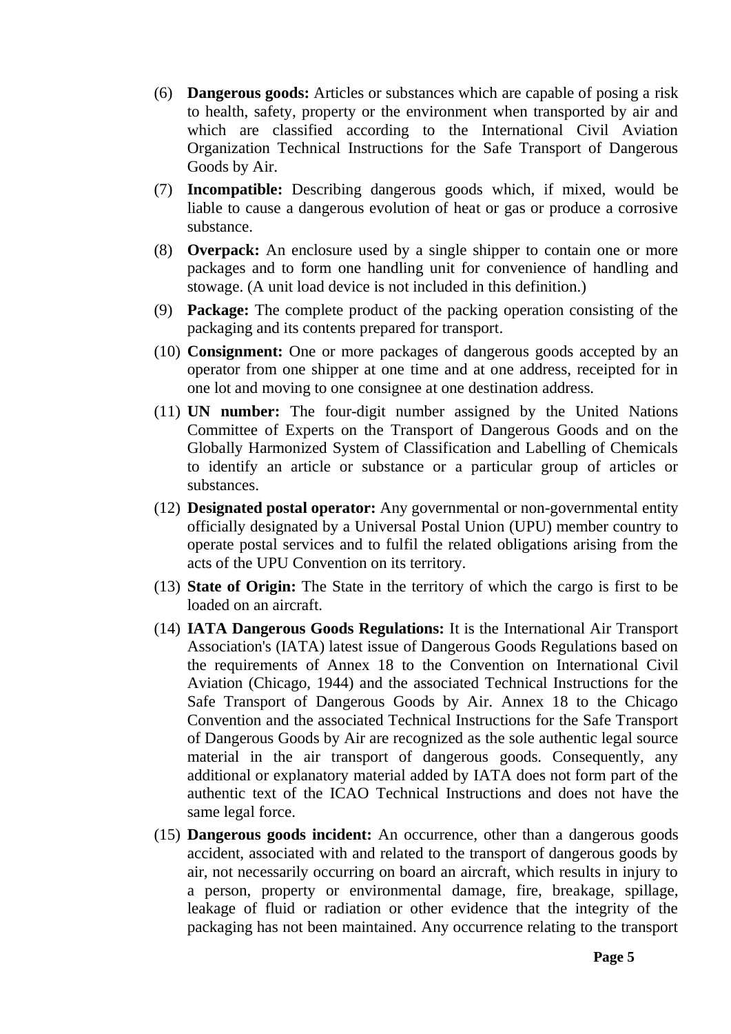(6) **Dangerous goods:** Articles or substances which are capable of posing a risk to health, safety, property or the environment when transported by air and which are classified according to the International Civil Aviation Organization Technical Instructions for the Safe Transport of Dangerous Goods by Air.

(7) **Incompatible:** Describing dangerous goods which, if mixed, would be liable to cause a dangerous evolution of heat or gas or produce a corrosive substance.

(8) **Overpack:** An enclosure used by a single shipper to contain one or more packages and to form one handling unit for convenience of handling and stowage. (A unit load device is not included in this definition.)

(9) **Package:** The complete product of the packing operation consisting of the packaging and its contents prepared for transport.

(10) **Consignment:** One or more packages of dangerous goods accepted by an operator from one shipper at one time and at one address, receipted for in one lot and moving to one consignee at one destination address.

(11) **UN number:** The four-digit number assigned by the United Nations Committee of Experts on the Transport of Dangerous Goods and on the Globally Harmonized System of Classification and Labelling of Chemicals to identify an article or substance or a particular group of articles or substances.

(12) **Designated postal operator:** Any governmental or non-governmental entity officially designated by a Universal Postal Union (UPU) member country to operate postal services and to fulfil the related obligations arising from the acts of the UPU Convention on its territory.

(13) **State of Origin:** The State in the territory of which the cargo is first to be loaded on an aircraft.

(14) **IATA Dangerous Goods Regulations:** It is the International Air Transport Association's (IATA) latest issue of Dangerous Goods Regulations based on the requirements of Annex 18 to the Convention on International Civil Aviation (Chicago, 1944) and the associated Technical Instructions for the Safe Transport of Dangerous Goods by Air. Annex 18 to the Chicago Convention and the associated Technical Instructions for the Safe Transport of Dangerous Goods by Air are recognized as the sole authentic legal source material in the air transport of dangerous goods. Consequently, any additional or explanatory material added by IATA does not form part of the authentic text of the ICAO Technical Instructions and does not have the same legal force.

(15) **Dangerous goods incident:** An occurrence, other than a dangerous goods accident, associated with and related to the transport of dangerous goods by air, not necessarily occurring on board an aircraft, which results in injury to a person, property or environmental damage, fire, breakage, spillage, leakage of fluid or radiation or other evidence that the integrity of the packaging has not been maintained. Any occurrence relating to the transport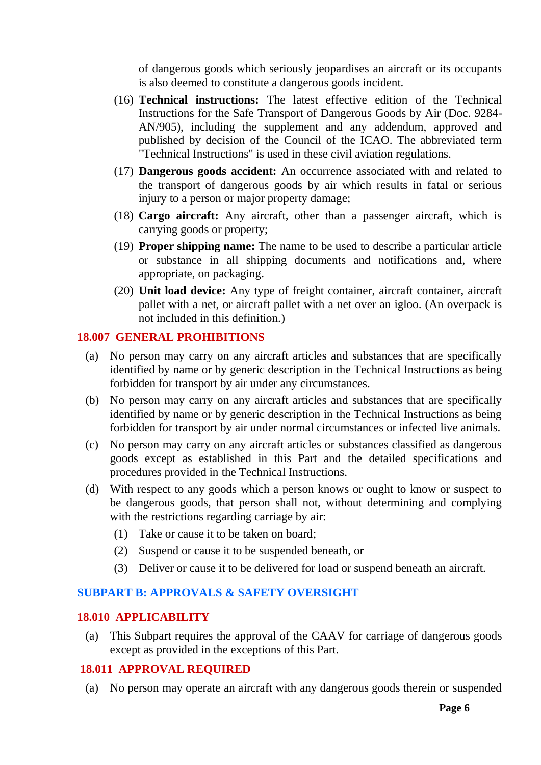of dangerous goods which seriously jeopardises an aircraft or its occupants is also deemed to constitute a dangerous goods incident.

(16) **Technical instructions:** The latest effective edition of the Technical Instructions for the Safe Transport of Dangerous Goods by Air (Doc. 9284-AN/905), including the supplement and any addendum, approved and published by decision of the Council of the ICAO. The abbreviated term "Technical Instructions" is used in these civil aviation regulations.

(17) **Dangerous goods accident:** An occurrence associated with and related to the transport of dangerous goods by air which results in fatal or serious injury to a person or major property damage;

(18) **Cargo aircraft:** Any aircraft, other than a passenger aircraft, which is carrying goods or property;

(19) **Proper shipping name:** The name to be used to describe a particular article or substance in all shipping documents and notifications and, where appropriate, on packaging.

(20) **Unit load device:** Any type of freight container, aircraft container, aircraft pallet with a net, or aircraft pallet with a net over an igloo. (An overpack is not included in this definition.)

### 18.007 GENERAL PROHIBITIONS

(a) No person may carry on any aircraft articles and substances that are specifically identified by name or by generic description in the Technical Instructions as being forbidden for transport by air under any circumstances.

(b) No person may carry on any aircraft articles and substances that are specifically identified by name or by generic description in the Technical Instructions as being forbidden for transport by air under normal circumstances or infected live animals.

(c) No person may carry on any aircraft articles or substances classified as dangerous goods except as established in this Part and the detailed specifications and procedures provided in the Technical Instructions.

(d) With respect to any goods which a person knows or ought to know or suspect to be dangerous goods, that person shall not, without determining and complying with the restrictions regarding carriage by air:

(1) Take or cause it to be taken on board;

(2) Suspend or cause it to be suspended beneath, or

(3) Deliver or cause it to be delivered for load or suspend beneath an aircraft.

## SUBPART B: APPROVALS & SAFETY OVERSIGHT

### 18.010 APPLICABILITY

(a) This Subpart requires the approval of the CAAV for carriage of dangerous goods except as provided in the exceptions of this Part.

### 18.011 APPROVAL REQUIRED

(a) No person may operate an aircraft with any dangerous goods therein or suspended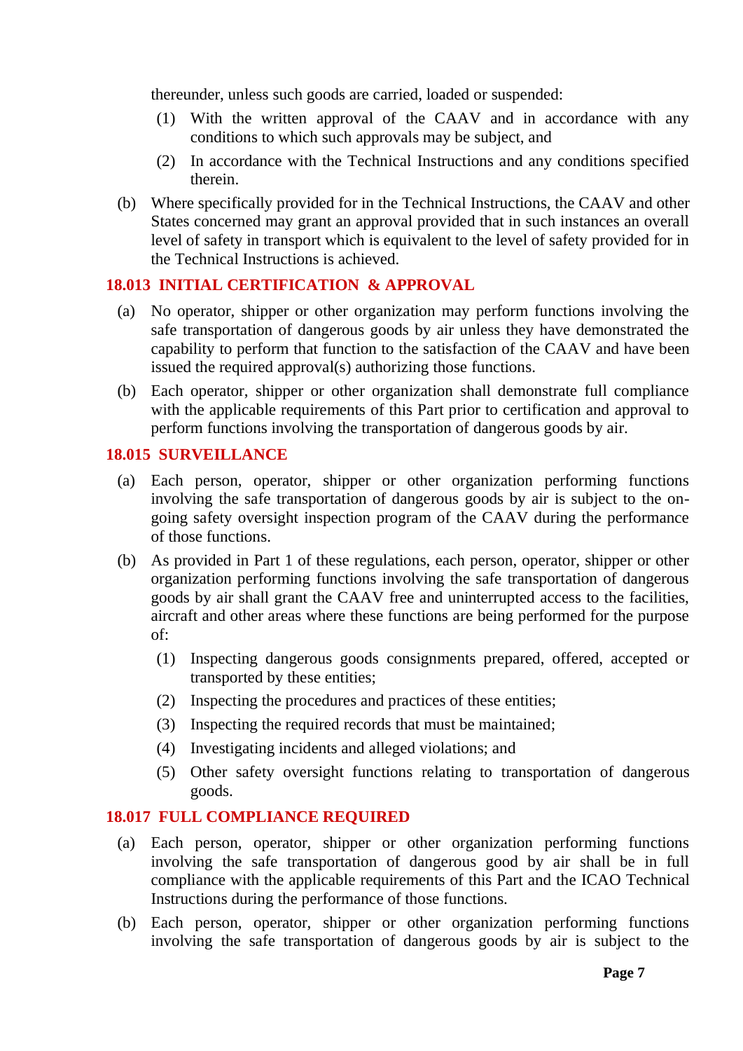thereunder, unless such goods are carried, loaded or suspended:

(1) With the written approval of the CAAV and in accordance with any conditions to which such approvals may be subject, and

(2) In accordance with the Technical Instructions and any conditions specified therein.

(b) Where specifically provided for in the Technical Instructions, the CAAV and other States concerned may grant an approval provided that in such instances an overall level of safety in transport which is equivalent to the level of safety provided for in the Technical Instructions is achieved.

## 18.013 INITIAL CERTIFICATION & APPROVAL

(a) No operator, shipper or other organization may perform functions involving the safe transportation of dangerous goods by air unless they have demonstrated the capability to perform that function to the satisfaction of the CAAV and have been issued the required approval(s) authorizing those functions.

(b) Each operator, shipper or other organization shall demonstrate full compliance with the applicable requirements of this Part prior to certification and approval to perform functions involving the transportation of dangerous goods by air.

## 18.015 SURVEILLANCE

(a) Each person, operator, shipper or other organization performing functions involving the safe transportation of dangerous goods by air is subject to the on-going safety oversight inspection program of the CAAV during the performance of those functions.

(b) As provided in Part 1 of these regulations, each person, operator, shipper or other organization performing functions involving the safe transportation of dangerous goods by air shall grant the CAAV free and uninterrupted access to the facilities, aircraft and other areas where these functions are being performed for the purpose of:

(1) Inspecting dangerous goods consignments prepared, offered, accepted or transported by these entities;

(2) Inspecting the procedures and practices of these entities;

(3) Inspecting the required records that must be maintained;

(4) Investigating incidents and alleged violations; and

(5) Other safety oversight functions relating to transportation of dangerous goods.

## 18.017 FULL COMPLIANCE REQUIRED

(a) Each person, operator, shipper or other organization performing functions involving the safe transportation of dangerous good by air shall be in full compliance with the applicable requirements of this Part and the ICAO Technical Instructions during the performance of those functions.

(b) Each person, operator, shipper or other organization performing functions involving the safe transportation of dangerous goods by air is subject to the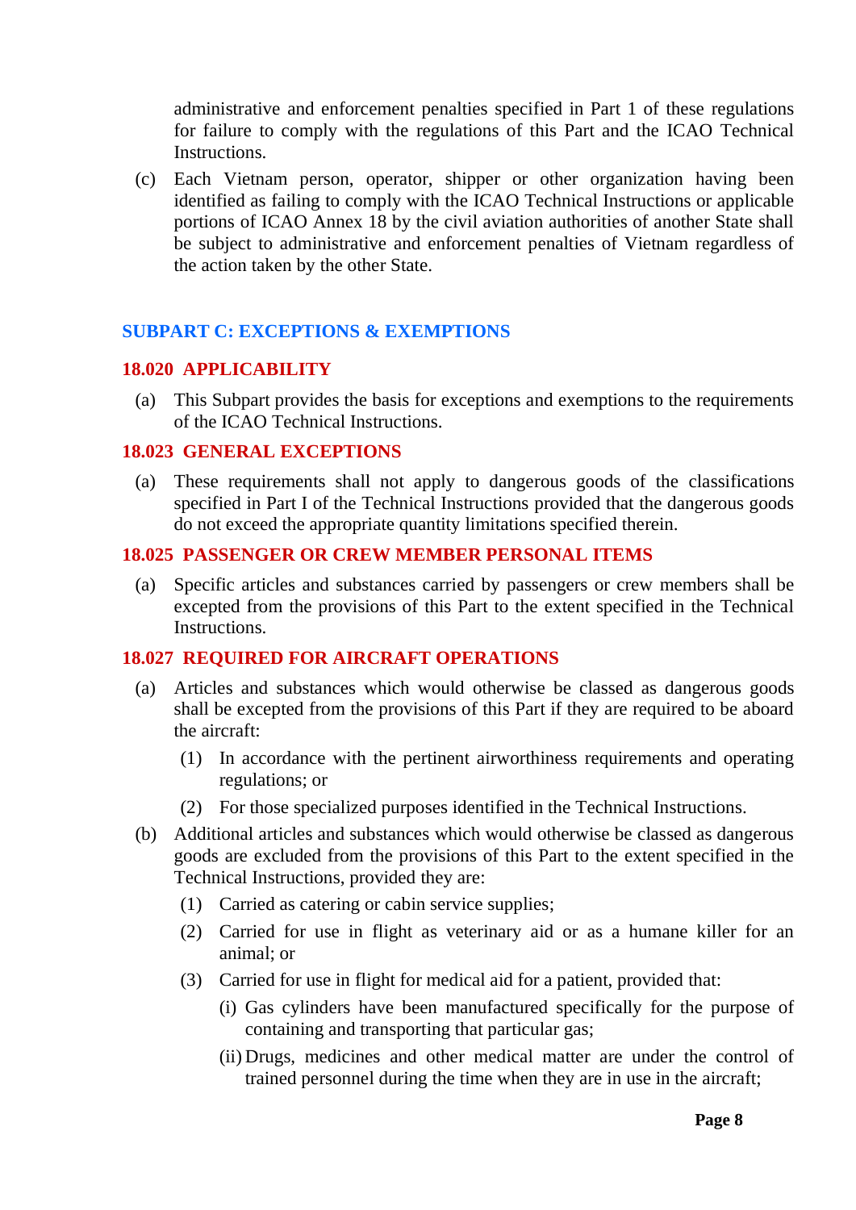administrative and enforcement penalties specified in Part 1 of these regulations for failure to comply with the regulations of this Part and the ICAO Technical Instructions.

(c) Each Vietnam person, operator, shipper or other organization having been identified as failing to comply with the ICAO Technical Instructions or applicable portions of ICAO Annex 18 by the civil aviation authorities of another State shall be subject to administrative and enforcement penalties of Vietnam regardless of the action taken by the other State.

## SUBPART C: EXCEPTIONS & EXEMPTIONS

### 18.020 APPLICABILITY

(a) This Subpart provides the basis for exceptions and exemptions to the requirements of the ICAO Technical Instructions.

### 18.023 GENERAL EXCEPTIONS

(a) These requirements shall not apply to dangerous goods of the classifications specified in Part I of the Technical Instructions provided that the dangerous goods do not exceed the appropriate quantity limitations specified therein.

### 18.025 PASSENGER OR CREW MEMBER PERSONAL ITEMS

(a) Specific articles and substances carried by passengers or crew members shall be excepted from the provisions of this Part to the extent specified in the Technical Instructions.

### 18.027 REQUIRED FOR AIRCRAFT OPERATIONS

(a) Articles and substances which would otherwise be classed as dangerous goods shall be excepted from the provisions of this Part if they are required to be aboard the aircraft:

  (1) In accordance with the pertinent airworthiness requirements and operating regulations; or

  (2) For those specialized purposes identified in the Technical Instructions.

(b) Additional articles and substances which would otherwise be classed as dangerous goods are excluded from the provisions of this Part to the extent specified in the Technical Instructions, provided they are:

  (1) Carried as catering or cabin service supplies;

  (2) Carried for use in flight as veterinary aid or as a humane killer for an animal; or

  (3) Carried for use in flight for medical aid for a patient, provided that:

    (i) Gas cylinders have been manufactured specifically for the purpose of containing and transporting that particular gas;

    (ii) Drugs, medicines and other medical matter are under the control of trained personnel during the time when they are in use in the aircraft;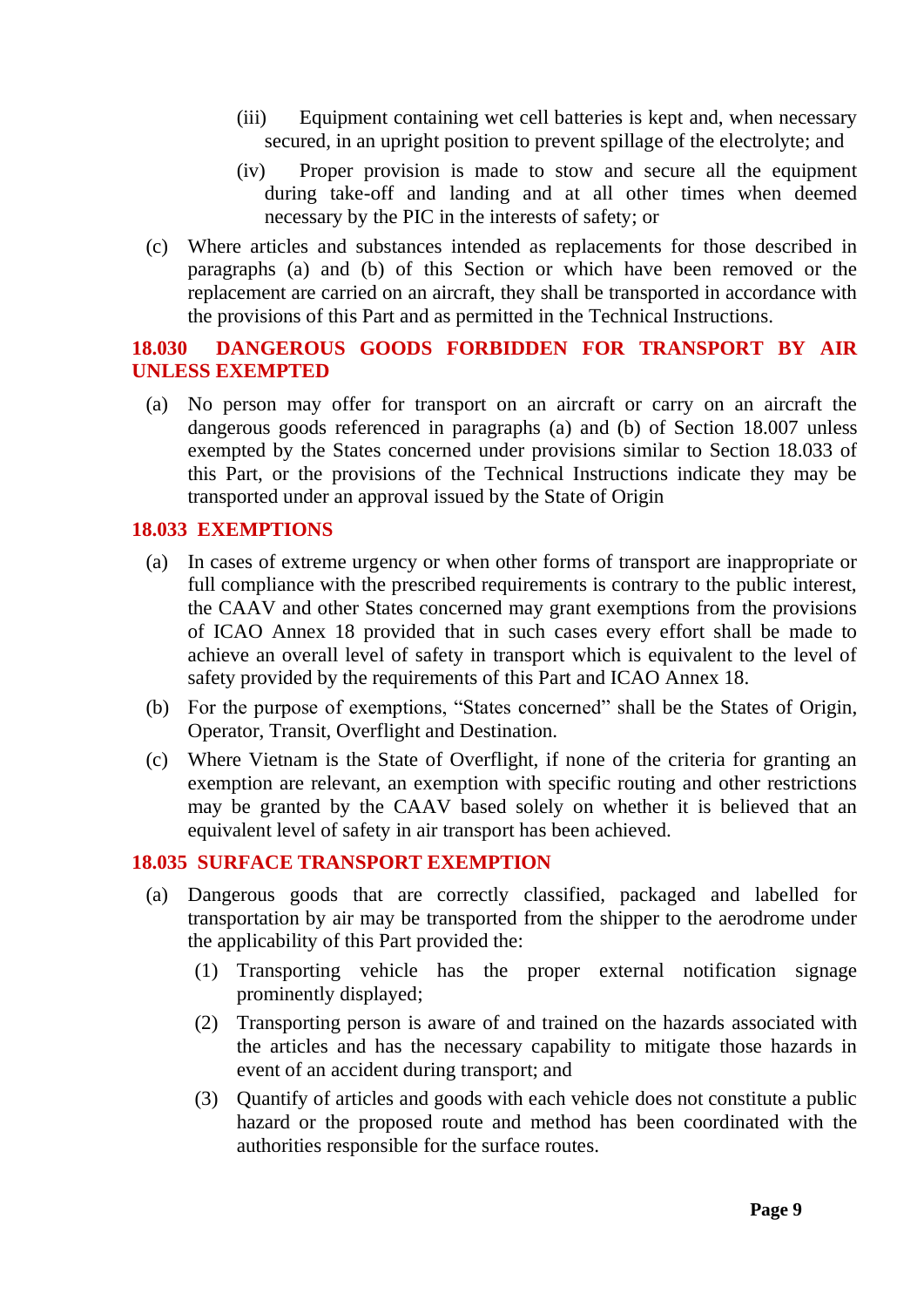(iii) Equipment containing wet cell batteries is kept and, when necessary secured, in an upright position to prevent spillage of the electrolyte; and

(iv) Proper provision is made to stow and secure all the equipment during take-off and landing and at all other times when deemed necessary by the PIC in the interests of safety; or

(c) Where articles and substances intended as replacements for those described in paragraphs (a) and (b) of this Section or which have been removed or the replacement are carried on an aircraft, they shall be transported in accordance with the provisions of this Part and as permitted in the Technical Instructions.

## 18.030 DANGEROUS GOODS FORBIDDEN FOR TRANSPORT BY AIR UNLESS EXEMPTED

(a) No person may offer for transport on an aircraft or carry on an aircraft the dangerous goods referenced in paragraphs (a) and (b) of Section 18.007 unless exempted by the States concerned under provisions similar to Section 18.033 of this Part, or the provisions of the Technical Instructions indicate they may be transported under an approval issued by the State of Origin

## 18.033 EXEMPTIONS

(a) In cases of extreme urgency or when other forms of transport are inappropriate or full compliance with the prescribed requirements is contrary to the public interest, the CAAV and other States concerned may grant exemptions from the provisions of ICAO Annex 18 provided that in such cases every effort shall be made to achieve an overall level of safety in transport which is equivalent to the level of safety provided by the requirements of this Part and ICAO Annex 18.

(b) For the purpose of exemptions, “States concerned” shall be the States of Origin, Operator, Transit, Overflight and Destination.

(c) Where Vietnam is the State of Overflight, if none of the criteria for granting an exemption are relevant, an exemption with specific routing and other restrictions may be granted by the CAAV based solely on whether it is believed that an equivalent level of safety in air transport has been achieved.

## 18.035 SURFACE TRANSPORT EXEMPTION

(a) Dangerous goods that are correctly classified, packaged and labelled for transportation by air may be transported from the shipper to the aerodrome under the applicability of this Part provided the:

(1) Transporting vehicle has the proper external notification signage prominently displayed;

(2) Transporting person is aware of and trained on the hazards associated with the articles and has the necessary capability to mitigate those hazards in event of an accident during transport; and

(3) Quantify of articles and goods with each vehicle does not constitute a public hazard or the proposed route and method has been coordinated with the authorities responsible for the surface routes.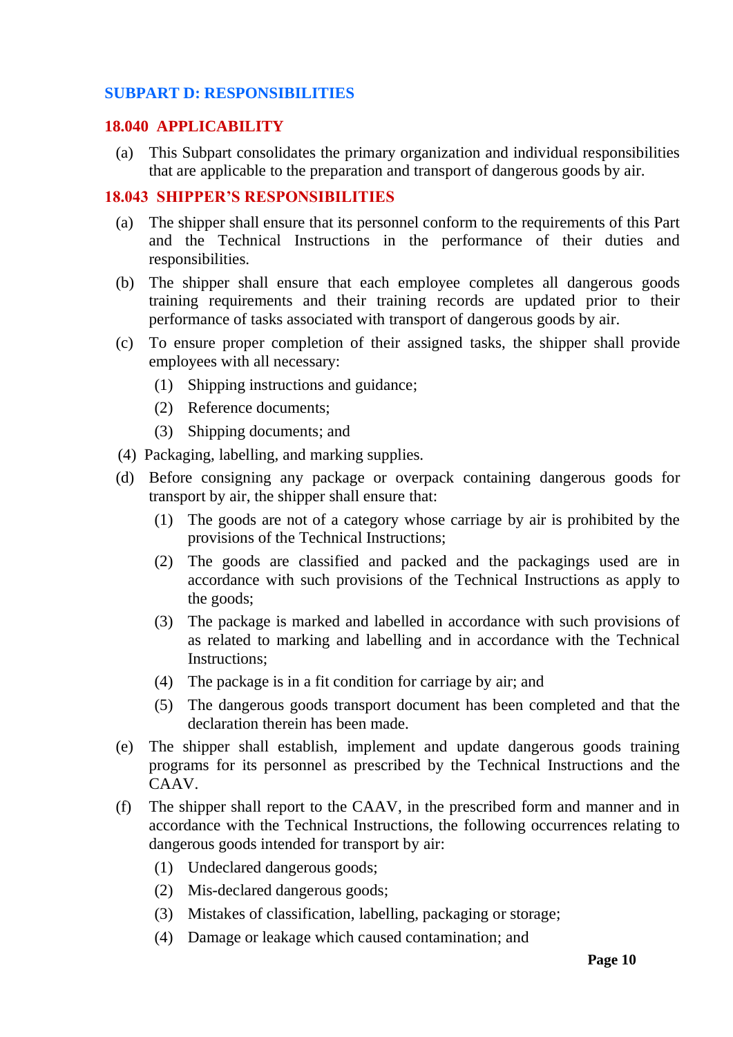## SUBPART D: RESPONSIBILITIES

### 18.040 APPLICABILITY

(a) This Subpart consolidates the primary organization and individual responsibilities that are applicable to the preparation and transport of dangerous goods by air.

### 18.043 SHIPPER'S RESPONSIBILITIES

(a) The shipper shall ensure that its personnel conform to the requirements of this Part and the Technical Instructions in the performance of their duties and responsibilities.

(b) The shipper shall ensure that each employee completes all dangerous goods training requirements and their training records are updated prior to their performance of tasks associated with transport of dangerous goods by air.

(c) To ensure proper completion of their assigned tasks, the shipper shall provide employees with all necessary:

- (1) Shipping instructions and guidance;
- (2) Reference documents;
- (3) Shipping documents; and
- (4) Packaging, labelling, and marking supplies.

(d) Before consigning any package or overpack containing dangerous goods for transport by air, the shipper shall ensure that:

- (1) The goods are not of a category whose carriage by air is prohibited by the provisions of the Technical Instructions;
- (2) The goods are classified and packed and the packagings used are in accordance with such provisions of the Technical Instructions as apply to the goods;
- (3) The package is marked and labelled in accordance with such provisions of as related to marking and labelling and in accordance with the Technical Instructions;
- (4) The package is in a fit condition for carriage by air; and
- (5) The dangerous goods transport document has been completed and that the declaration therein has been made.

(e) The shipper shall establish, implement and update dangerous goods training programs for its personnel as prescribed by the Technical Instructions and the CAAV.

(f) The shipper shall report to the CAAV, in the prescribed form and manner and in accordance with the Technical Instructions, the following occurrences relating to dangerous goods intended for transport by air:

- (1) Undeclared dangerous goods;
- (2) Mis-declared dangerous goods;
- (3) Mistakes of classification, labelling, packaging or storage;
- (4) Damage or leakage which caused contamination; and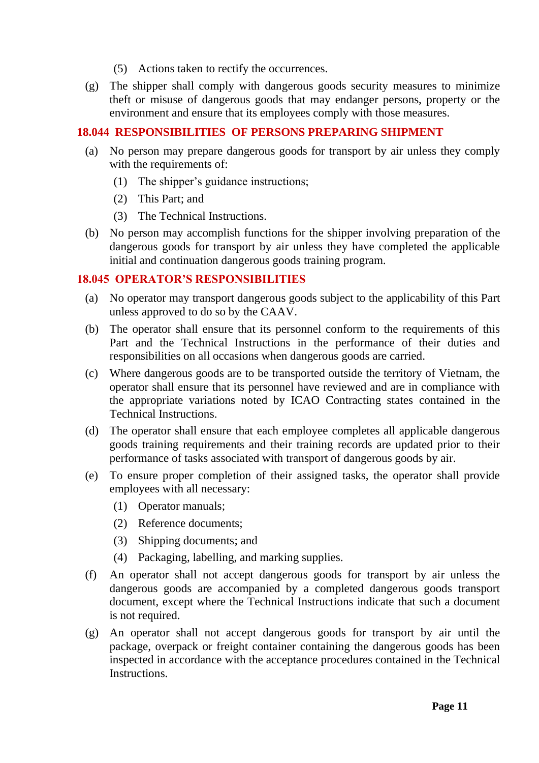(5) Actions taken to rectify the occurrences.

(g) The shipper shall comply with dangerous goods security measures to minimize theft or misuse of dangerous goods that may endanger persons, property or the environment and ensure that its employees comply with those measures.

## 18.044 RESPONSIBILITIES OF PERSONS PREPARING SHIPMENT

(a) No person may prepare dangerous goods for transport by air unless they comply with the requirements of:

(1) The shipper's guidance instructions;

(2) This Part; and

(3) The Technical Instructions.

(b) No person may accomplish functions for the shipper involving preparation of the dangerous goods for transport by air unless they have completed the applicable initial and continuation dangerous goods training program.

## 18.045 OPERATOR'S RESPONSIBILITIES

(a) No operator may transport dangerous goods subject to the applicability of this Part unless approved to do so by the CAAV.

(b) The operator shall ensure that its personnel conform to the requirements of this Part and the Technical Instructions in the performance of their duties and responsibilities on all occasions when dangerous goods are carried.

(c) Where dangerous goods are to be transported outside the territory of Vietnam, the operator shall ensure that its personnel have reviewed and are in compliance with the appropriate variations noted by ICAO Contracting states contained in the Technical Instructions.

(d) The operator shall ensure that each employee completes all applicable dangerous goods training requirements and their training records are updated prior to their performance of tasks associated with transport of dangerous goods by air.

(e) To ensure proper completion of their assigned tasks, the operator shall provide employees with all necessary:

(1) Operator manuals;

(2) Reference documents;

(3) Shipping documents; and

(4) Packaging, labelling, and marking supplies.

(f) An operator shall not accept dangerous goods for transport by air unless the dangerous goods are accompanied by a completed dangerous goods transport document, except where the Technical Instructions indicate that such a document is not required.

(g) An operator shall not accept dangerous goods for transport by air until the package, overpack or freight container containing the dangerous goods has been inspected in accordance with the acceptance procedures contained in the Technical Instructions.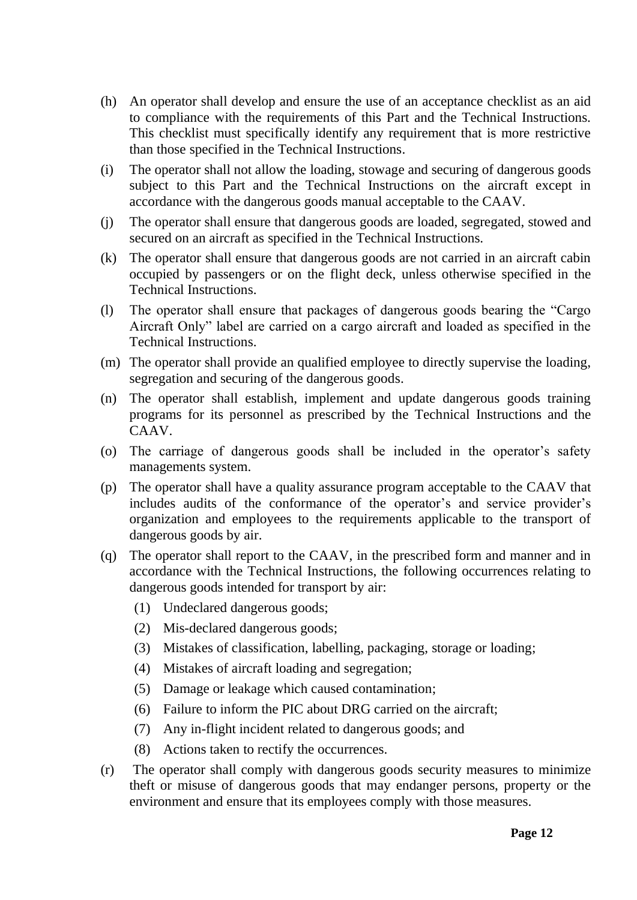(h) An operator shall develop and ensure the use of an acceptance checklist as an aid to compliance with the requirements of this Part and the Technical Instructions. This checklist must specifically identify any requirement that is more restrictive than those specified in the Technical Instructions.

(i) The operator shall not allow the loading, stowage and securing of dangerous goods subject to this Part and the Technical Instructions on the aircraft except in accordance with the dangerous goods manual acceptable to the CAAV.

(j) The operator shall ensure that dangerous goods are loaded, segregated, stowed and secured on an aircraft as specified in the Technical Instructions.

(k) The operator shall ensure that dangerous goods are not carried in an aircraft cabin occupied by passengers or on the flight deck, unless otherwise specified in the Technical Instructions.

(l) The operator shall ensure that packages of dangerous goods bearing the "Cargo Aircraft Only" label are carried on a cargo aircraft and loaded as specified in the Technical Instructions.

(m) The operator shall provide an qualified employee to directly supervise the loading, segregation and securing of the dangerous goods.

(n) The operator shall establish, implement and update dangerous goods training programs for its personnel as prescribed by the Technical Instructions and the CAAV.

(o) The carriage of dangerous goods shall be included in the operator's safety managements system.

(p) The operator shall have a quality assurance program acceptable to the CAAV that includes audits of the conformance of the operator's and service provider's organization and employees to the requirements applicable to the transport of dangerous goods by air.

(q) The operator shall report to the CAAV, in the prescribed form and manner and in accordance with the Technical Instructions, the following occurrences relating to dangerous goods intended for transport by air:

   (1) Undeclared dangerous goods;
   
   (2) Mis-declared dangerous goods;
   
   (3) Mistakes of classification, labelling, packaging, storage or loading;
   
   (4) Mistakes of aircraft loading and segregation;
   
   (5) Damage or leakage which caused contamination;
   
   (6) Failure to inform the PIC about DRG carried on the aircraft;
   
   (7) Any in-flight incident related to dangerous goods; and
   
   (8) Actions taken to rectify the occurrences.

(r) The operator shall comply with dangerous goods security measures to minimize theft or misuse of dangerous goods that may endanger persons, property or the environment and ensure that its employees comply with those measures.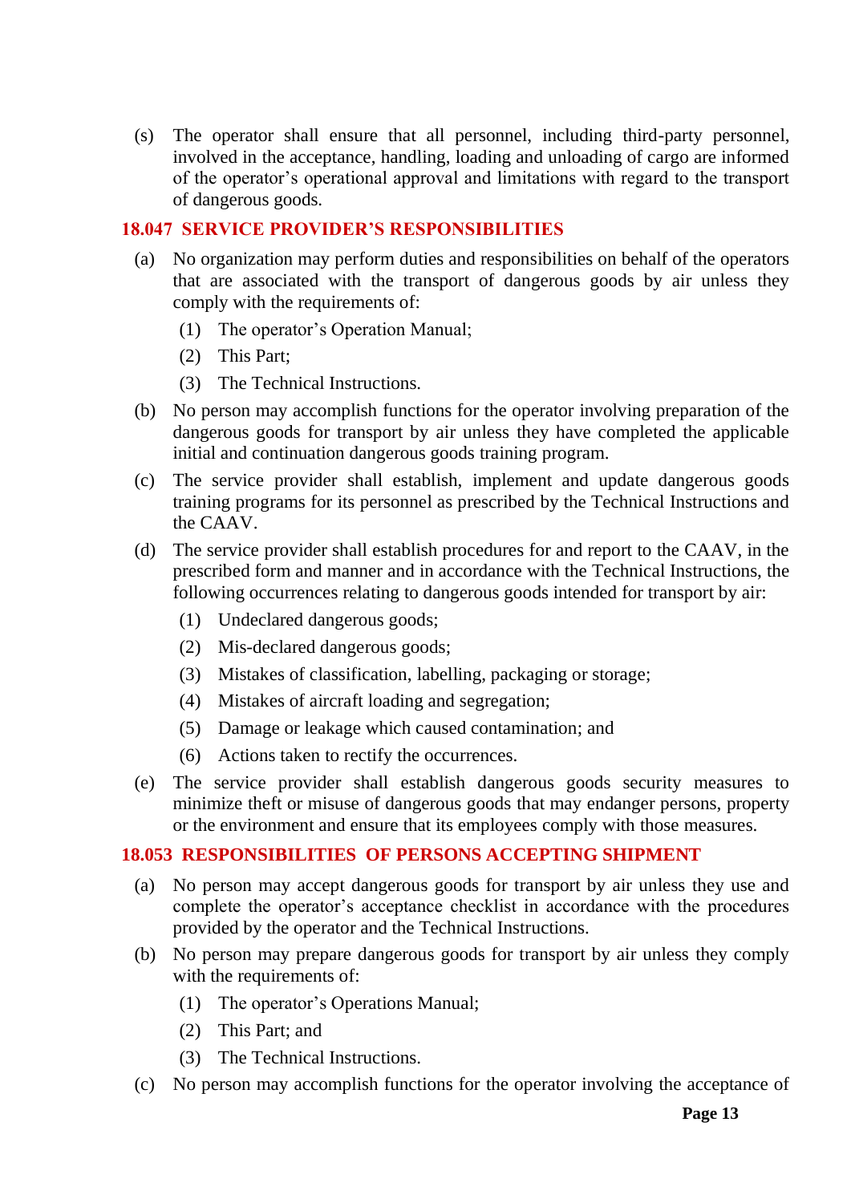(s) The operator shall ensure that all personnel, including third-party personnel, involved in the acceptance, handling, loading and unloading of cargo are informed of the operator's operational approval and limitations with regard to the transport of dangerous goods.

## 18.047 SERVICE PROVIDER'S RESPONSIBILITIES

(a) No organization may perform duties and responsibilities on behalf of the operators that are associated with the transport of dangerous goods by air unless they comply with the requirements of:

   (1) The operator's Operation Manual;

   (2) This Part;

   (3) The Technical Instructions.

(b) No person may accomplish functions for the operator involving preparation of the dangerous goods for transport by air unless they have completed the applicable initial and continuation dangerous goods training program.

(c) The service provider shall establish, implement and update dangerous goods training programs for its personnel as prescribed by the Technical Instructions and the CAAV.

(d) The service provider shall establish procedures for and report to the CAAV, in the prescribed form and manner and in accordance with the Technical Instructions, the following occurrences relating to dangerous goods intended for transport by air:

   (1) Undeclared dangerous goods;

   (2) Mis-declared dangerous goods;

   (3) Mistakes of classification, labelling, packaging or storage;

   (4) Mistakes of aircraft loading and segregation;

   (5) Damage or leakage which caused contamination; and

   (6) Actions taken to rectify the occurrences.

(e) The service provider shall establish dangerous goods security measures to minimize theft or misuse of dangerous goods that may endanger persons, property or the environment and ensure that its employees comply with those measures.

## 18.053 RESPONSIBILITIES OF PERSONS ACCEPTING SHIPMENT

(a) No person may accept dangerous goods for transport by air unless they use and complete the operator's acceptance checklist in accordance with the procedures provided by the operator and the Technical Instructions.

(b) No person may prepare dangerous goods for transport by air unless they comply with the requirements of:

   (1) The operator's Operations Manual;

   (2) This Part; and

   (3) The Technical Instructions.

(c) No person may accomplish functions for the operator involving the acceptance of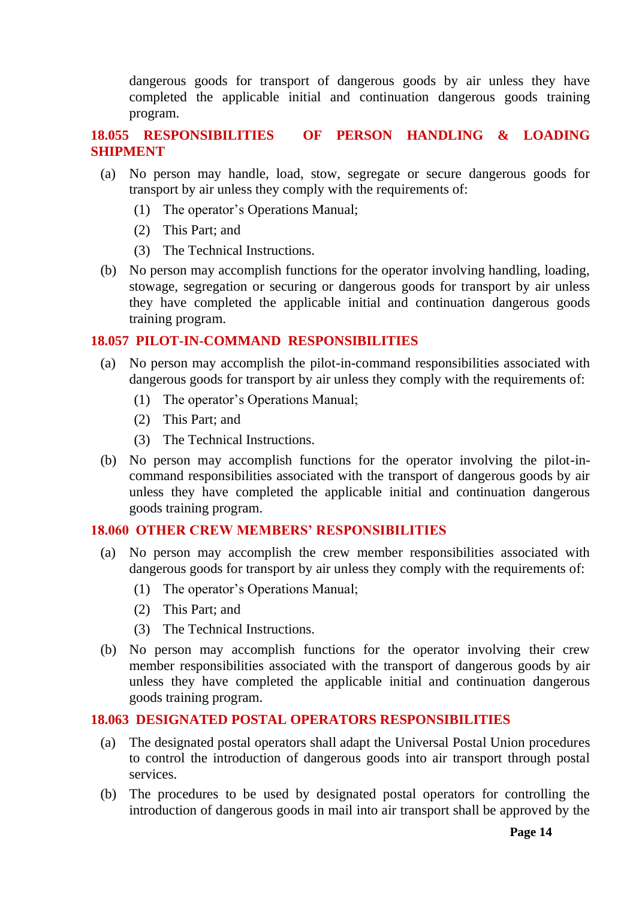dangerous goods for transport of dangerous goods by air unless they have completed the applicable initial and continuation dangerous goods training program.

### 18.055 RESPONSIBILITIES OF PERSON HANDLING & LOADING SHIPMENT

(a) No person may handle, load, stow, segregate or secure dangerous goods for transport by air unless they comply with the requirements of:

(1) The operator's Operations Manual;

(2) This Part; and

(3) The Technical Instructions.

(b) No person may accomplish functions for the operator involving handling, loading, stowage, segregation or securing or dangerous goods for transport by air unless they have completed the applicable initial and continuation dangerous goods training program.

### 18.057 PILOT-IN-COMMAND RESPONSIBILITIES

(a) No person may accomplish the pilot-in-command responsibilities associated with dangerous goods for transport by air unless they comply with the requirements of:

(1) The operator's Operations Manual;

(2) This Part; and

(3) The Technical Instructions.

(b) No person may accomplish functions for the operator involving the pilot-in-command responsibilities associated with the transport of dangerous goods by air unless they have completed the applicable initial and continuation dangerous goods training program.

### 18.060 OTHER CREW MEMBERS' RESPONSIBILITIES

(a) No person may accomplish the crew member responsibilities associated with dangerous goods for transport by air unless they comply with the requirements of:

(1) The operator's Operations Manual;

(2) This Part; and

(3) The Technical Instructions.

(b) No person may accomplish functions for the operator involving their crew member responsibilities associated with the transport of dangerous goods by air unless they have completed the applicable initial and continuation dangerous goods training program.

### 18.063 DESIGNATED POSTAL OPERATORS RESPONSIBILITIES

(a) The designated postal operators shall adapt the Universal Postal Union procedures to control the introduction of dangerous goods into air transport through postal services.

(b) The procedures to be used by designated postal operators for controlling the introduction of dangerous goods in mail into air transport shall be approved by the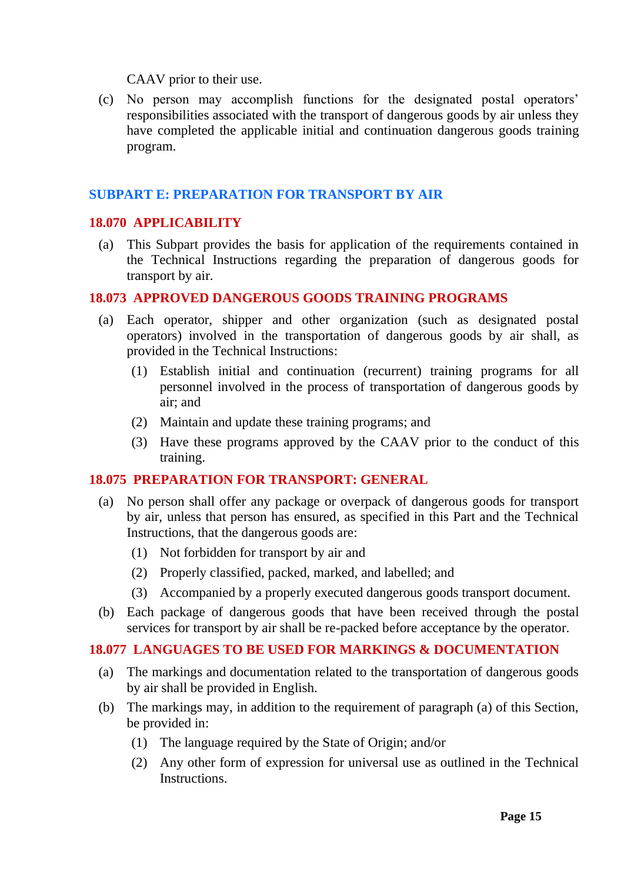CAAV prior to their use.

(c) No person may accomplish functions for the designated postal operators' responsibilities associated with the transport of dangerous goods by air unless they have completed the applicable initial and continuation dangerous goods training program.

## SUBPART E: PREPARATION FOR TRANSPORT BY AIR

### 18.070 APPLICABILITY

(a) This Subpart provides the basis for application of the requirements contained in the Technical Instructions regarding the preparation of dangerous goods for transport by air.

### 18.073 APPROVED DANGEROUS GOODS TRAINING PROGRAMS

(a) Each operator, shipper and other organization (such as designated postal operators) involved in the transportation of dangerous goods by air shall, as provided in the Technical Instructions:

   (1) Establish initial and continuation (recurrent) training programs for all personnel involved in the process of transportation of dangerous goods by air; and

   (2) Maintain and update these training programs; and

   (3) Have these programs approved by the CAAV prior to the conduct of this training.

### 18.075 PREPARATION FOR TRANSPORT: GENERAL

(a) No person shall offer any package or overpack of dangerous goods for transport by air, unless that person has ensured, as specified in this Part and the Technical Instructions, that the dangerous goods are:

   (1) Not forbidden for transport by air and

   (2) Properly classified, packed, marked, and labelled; and

   (3) Accompanied by a properly executed dangerous goods transport document.

(b) Each package of dangerous goods that have been received through the postal services for transport by air shall be re-packed before acceptance by the operator.

### 18.077 LANGUAGES TO BE USED FOR MARKINGS & DOCUMENTATION

(a) The markings and documentation related to the transportation of dangerous goods by air shall be provided in English.

(b) The markings may, in addition to the requirement of paragraph (a) of this Section, be provided in:

   (1) The language required by the State of Origin; and/or

   (2) Any other form of expression for universal use as outlined in the Technical Instructions.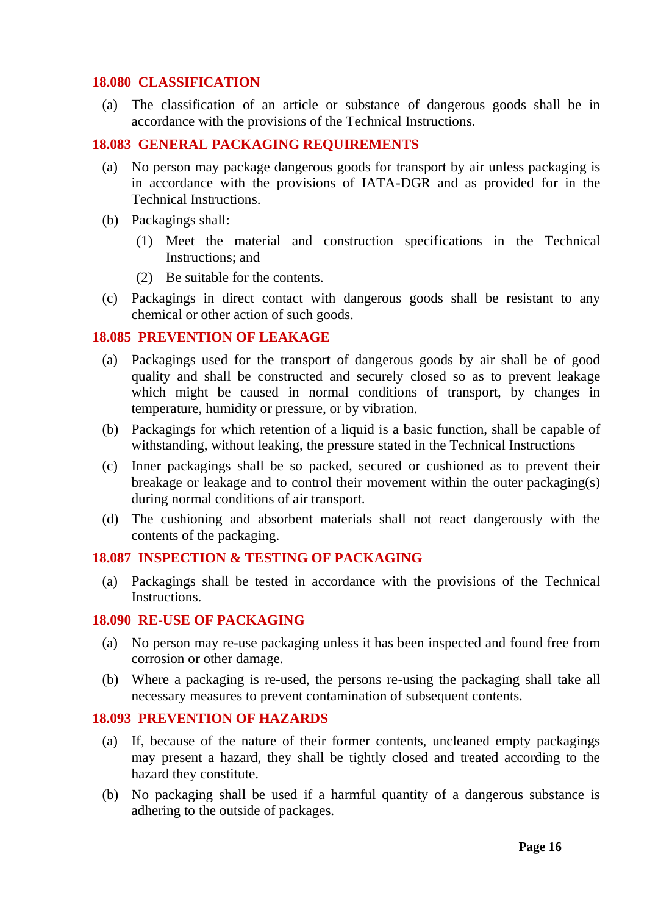## 18.080 CLASSIFICATION

(a) The classification of an article or substance of dangerous goods shall be in accordance with the provisions of the Technical Instructions.

## 18.083 GENERAL PACKAGING REQUIREMENTS

(a) No person may package dangerous goods for transport by air unless packaging is in accordance with the provisions of IATA-DGR and as provided for in the Technical Instructions.

(b) Packagings shall:

  (1) Meet the material and construction specifications in the Technical Instructions; and

  (2) Be suitable for the contents.

(c) Packagings in direct contact with dangerous goods shall be resistant to any chemical or other action of such goods.

## 18.085 PREVENTION OF LEAKAGE

(a) Packagings used for the transport of dangerous goods by air shall be of good quality and shall be constructed and securely closed so as to prevent leakage which might be caused in normal conditions of transport, by changes in temperature, humidity or pressure, or by vibration.

(b) Packagings for which retention of a liquid is a basic function, shall be capable of withstanding, without leaking, the pressure stated in the Technical Instructions

(c) Inner packagings shall be so packed, secured or cushioned as to prevent their breakage or leakage and to control their movement within the outer packaging(s) during normal conditions of air transport.

(d) The cushioning and absorbent materials shall not react dangerously with the contents of the packaging.

## 18.087 INSPECTION & TESTING OF PACKAGING

(a) Packagings shall be tested in accordance with the provisions of the Technical Instructions.

## 18.090 RE-USE OF PACKAGING

(a) No person may re-use packaging unless it has been inspected and found free from corrosion or other damage.

(b) Where a packaging is re-used, the persons re-using the packaging shall take all necessary measures to prevent contamination of subsequent contents.

## 18.093 PREVENTION OF HAZARDS

(a) If, because of the nature of their former contents, uncleaned empty packagings may present a hazard, they shall be tightly closed and treated according to the hazard they constitute.

(b) No packaging shall be used if a harmful quantity of a dangerous substance is adhering to the outside of packages.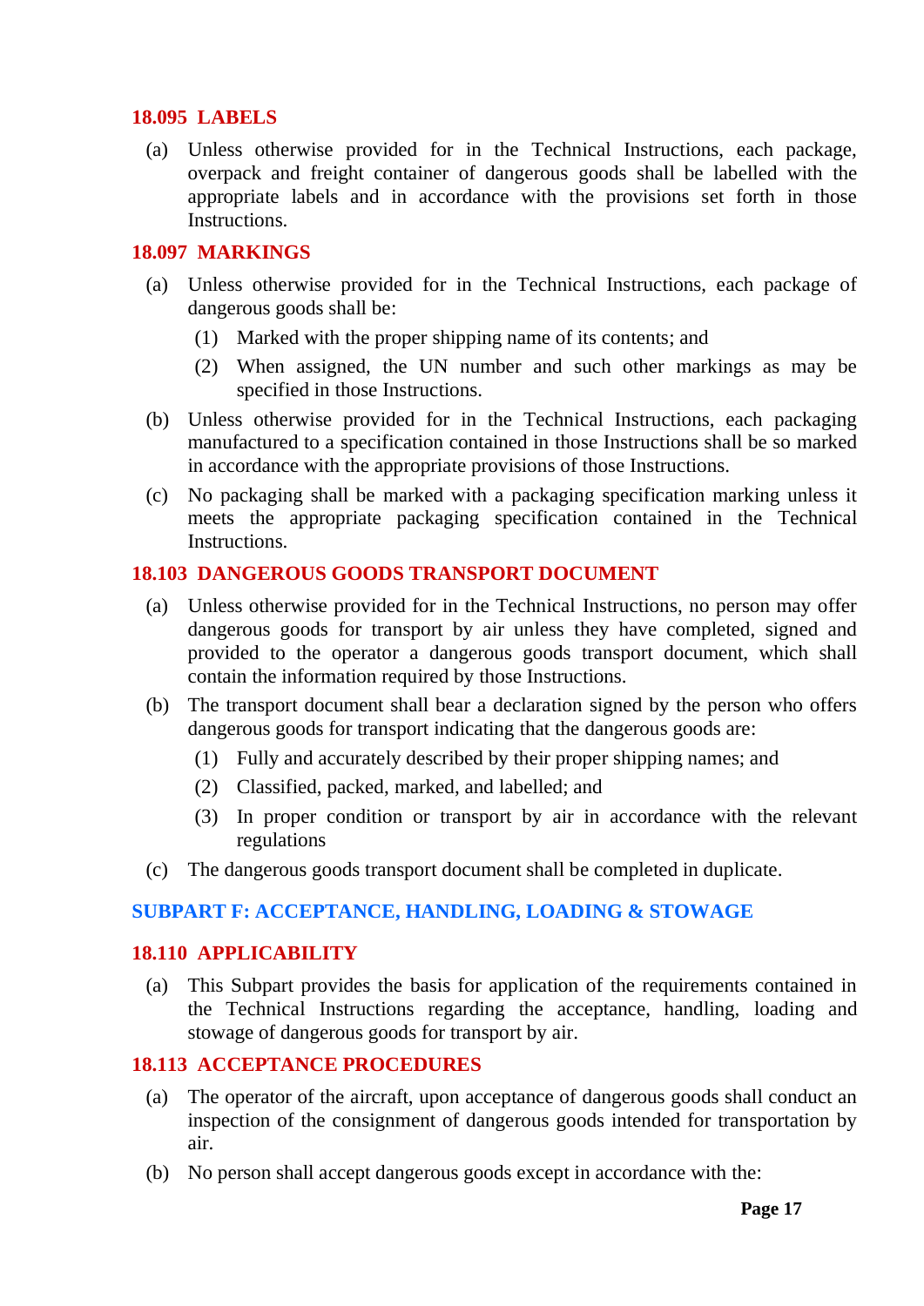### 18.095 LABELS

(a) Unless otherwise provided for in the Technical Instructions, each package, overpack and freight container of dangerous goods shall be labelled with the appropriate labels and in accordance with the provisions set forth in those Instructions.

### 18.097 MARKINGS

(a) Unless otherwise provided for in the Technical Instructions, each package of dangerous goods shall be:

(1) Marked with the proper shipping name of its contents; and

(2) When assigned, the UN number and such other markings as may be specified in those Instructions.

(b) Unless otherwise provided for in the Technical Instructions, each packaging manufactured to a specification contained in those Instructions shall be so marked in accordance with the appropriate provisions of those Instructions.

(c) No packaging shall be marked with a packaging specification marking unless it meets the appropriate packaging specification contained in the Technical Instructions.

### 18.103 DANGEROUS GOODS TRANSPORT DOCUMENT

(a) Unless otherwise provided for in the Technical Instructions, no person may offer dangerous goods for transport by air unless they have completed, signed and provided to the operator a dangerous goods transport document, which shall contain the information required by those Instructions.

(b) The transport document shall bear a declaration signed by the person who offers dangerous goods for transport indicating that the dangerous goods are:

(1) Fully and accurately described by their proper shipping names; and

(2) Classified, packed, marked, and labelled; and

(3) In proper condition or transport by air in accordance with the relevant regulations

(c) The dangerous goods transport document shall be completed in duplicate.

## SUBPART F: ACCEPTANCE, HANDLING, LOADING & STOWAGE

### 18.110 APPLICABILITY

(a) This Subpart provides the basis for application of the requirements contained in the Technical Instructions regarding the acceptance, handling, loading and stowage of dangerous goods for transport by air.

### 18.113 ACCEPTANCE PROCEDURES

(a) The operator of the aircraft, upon acceptance of dangerous goods shall conduct an inspection of the consignment of dangerous goods intended for transportation by air.

(b) No person shall accept dangerous goods except in accordance with the: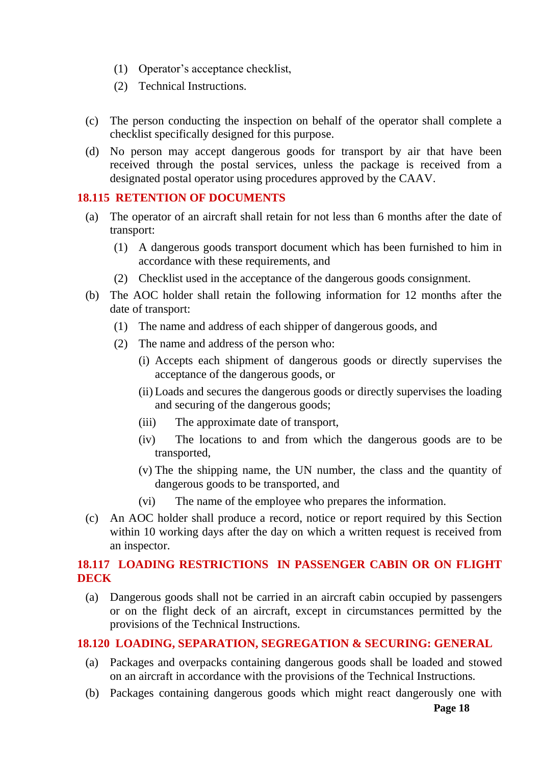(1) Operator's acceptance checklist,

(2) Technical Instructions.

(c) The person conducting the inspection on behalf of the operator shall complete a checklist specifically designed for this purpose.

(d) No person may accept dangerous goods for transport by air that have been received through the postal services, unless the package is received from a designated postal operator using procedures approved by the CAAV.

## 18.115 RETENTION OF DOCUMENTS

(a) The operator of an aircraft shall retain for not less than 6 months after the date of transport:

(1) A dangerous goods transport document which has been furnished to him in accordance with these requirements, and

(2) Checklist used in the acceptance of the dangerous goods consignment.

(b) The AOC holder shall retain the following information for 12 months after the date of transport:

(1) The name and address of each shipper of dangerous goods, and

(2) The name and address of the person who:

(i) Accepts each shipment of dangerous goods or directly supervises the acceptance of the dangerous goods, or

(ii) Loads and secures the dangerous goods or directly supervises the loading and securing of the dangerous goods;

(iii) The approximate date of transport,

(iv) The locations to and from which the dangerous goods are to be transported,

(v) The the shipping name, the UN number, the class and the quantity of dangerous goods to be transported, and

(vi) The name of the employee who prepares the information.

(c) An AOC holder shall produce a record, notice or report required by this Section within 10 working days after the day on which a written request is received from an inspector.

## 18.117 LOADING RESTRICTIONS IN PASSENGER CABIN OR ON FLIGHT DECK

(a) Dangerous goods shall not be carried in an aircraft cabin occupied by passengers or on the flight deck of an aircraft, except in circumstances permitted by the provisions of the Technical Instructions.

## 18.120 LOADING, SEPARATION, SEGREGATION & SECURING: GENERAL

(a) Packages and overpacks containing dangerous goods shall be loaded and stowed on an aircraft in accordance with the provisions of the Technical Instructions.

(b) Packages containing dangerous goods which might react dangerously one with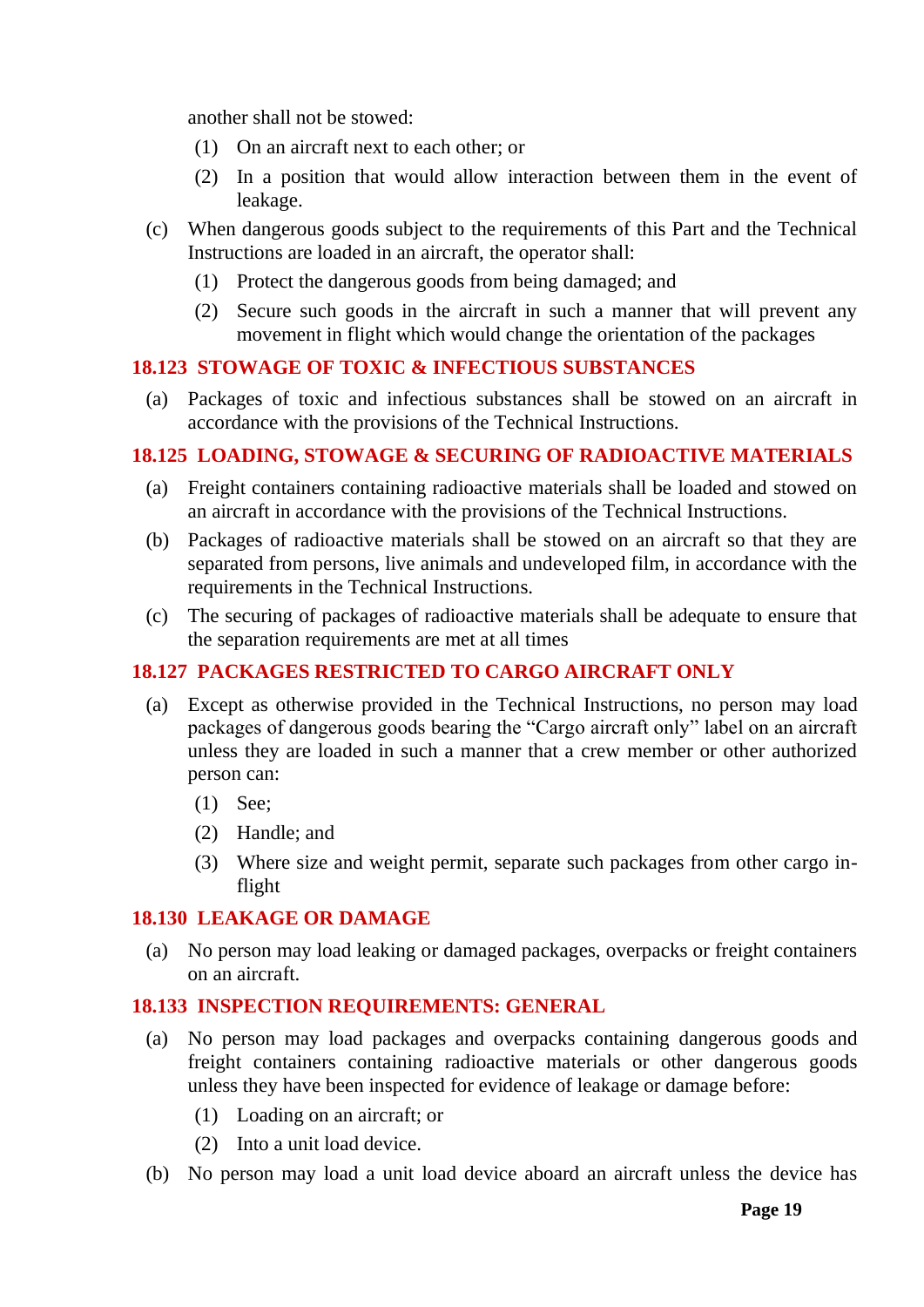another shall not be stowed:

(1) On an aircraft next to each other; or

(2) In a position that would allow interaction between them in the event of leakage.

(c) When dangerous goods subject to the requirements of this Part and the Technical Instructions are loaded in an aircraft, the operator shall:

(1) Protect the dangerous goods from being damaged; and

(2) Secure such goods in the aircraft in such a manner that will prevent any movement in flight which would change the orientation of the packages

## 18.123 STOWAGE OF TOXIC & INFECTIOUS SUBSTANCES

(a) Packages of toxic and infectious substances shall be stowed on an aircraft in accordance with the provisions of the Technical Instructions.

## 18.125 LOADING, STOWAGE & SECURING OF RADIOACTIVE MATERIALS

(a) Freight containers containing radioactive materials shall be loaded and stowed on an aircraft in accordance with the provisions of the Technical Instructions.

(b) Packages of radioactive materials shall be stowed on an aircraft so that they are separated from persons, live animals and undeveloped film, in accordance with the requirements in the Technical Instructions.

(c) The securing of packages of radioactive materials shall be adequate to ensure that the separation requirements are met at all times

## 18.127 PACKAGES RESTRICTED TO CARGO AIRCRAFT ONLY

(a) Except as otherwise provided in the Technical Instructions, no person may load packages of dangerous goods bearing the "Cargo aircraft only" label on an aircraft unless they are loaded in such a manner that a crew member or other authorized person can:

(1) See;

(2) Handle; and

(3) Where size and weight permit, separate such packages from other cargo in-flight

## 18.130 LEAKAGE OR DAMAGE

(a) No person may load leaking or damaged packages, overpacks or freight containers on an aircraft.

## 18.133 INSPECTION REQUIREMENTS: GENERAL

(a) No person may load packages and overpacks containing dangerous goods and freight containers containing radioactive materials or other dangerous goods unless they have been inspected for evidence of leakage or damage before:

(1) Loading on an aircraft; or

(2) Into a unit load device.

(b) No person may load a unit load device aboard an aircraft unless the device has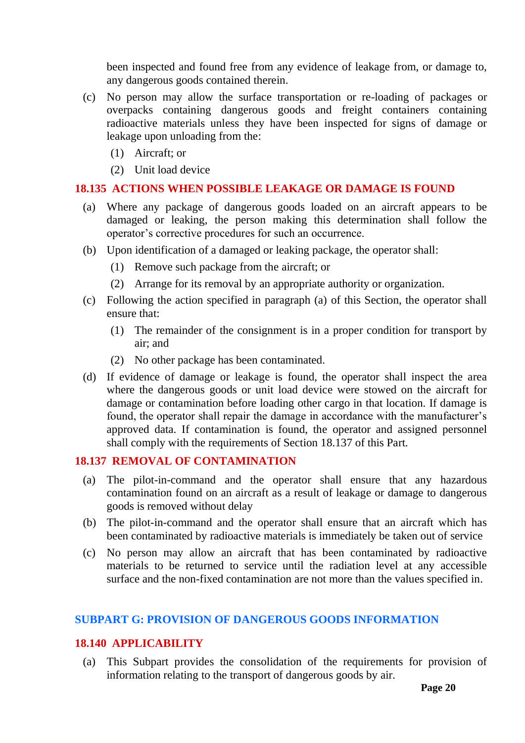been inspected and found free from any evidence of leakage from, or damage to, any dangerous goods contained therein.

(c) No person may allow the surface transportation or re-loading of packages or overpacks containing dangerous goods and freight containers containing radioactive materials unless they have been inspected for signs of damage or leakage upon unloading from the:

  (1) Aircraft; or

  (2) Unit load device

## 18.135 ACTIONS WHEN POSSIBLE LEAKAGE OR DAMAGE IS FOUND

(a) Where any package of dangerous goods loaded on an aircraft appears to be damaged or leaking, the person making this determination shall follow the operator's corrective procedures for such an occurrence.

(b) Upon identification of a damaged or leaking package, the operator shall:

  (1) Remove such package from the aircraft; or

  (2) Arrange for its removal by an appropriate authority or organization.

(c) Following the action specified in paragraph (a) of this Section, the operator shall ensure that:

  (1) The remainder of the consignment is in a proper condition for transport by air; and

  (2) No other package has been contaminated.

(d) If evidence of damage or leakage is found, the operator shall inspect the area where the dangerous goods or unit load device were stowed on the aircraft for damage or contamination before loading other cargo in that location. If damage is found, the operator shall repair the damage in accordance with the manufacturer's approved data. If contamination is found, the operator and assigned personnel shall comply with the requirements of Section 18.137 of this Part.

## 18.137 REMOVAL OF CONTAMINATION

(a) The pilot-in-command and the operator shall ensure that any hazardous contamination found on an aircraft as a result of leakage or damage to dangerous goods is removed without delay

(b) The pilot-in-command and the operator shall ensure that an aircraft which has been contaminated by radioactive materials is immediately be taken out of service

(c) No person may allow an aircraft that has been contaminated by radioactive materials to be returned to service until the radiation level at any accessible surface and the non-fixed contamination are not more than the values specified in.

# SUBPART G: PROVISION OF DANGEROUS GOODS INFORMATION

## 18.140 APPLICABILITY

(a) This Subpart provides the consolidation of the requirements for provision of information relating to the transport of dangerous goods by air.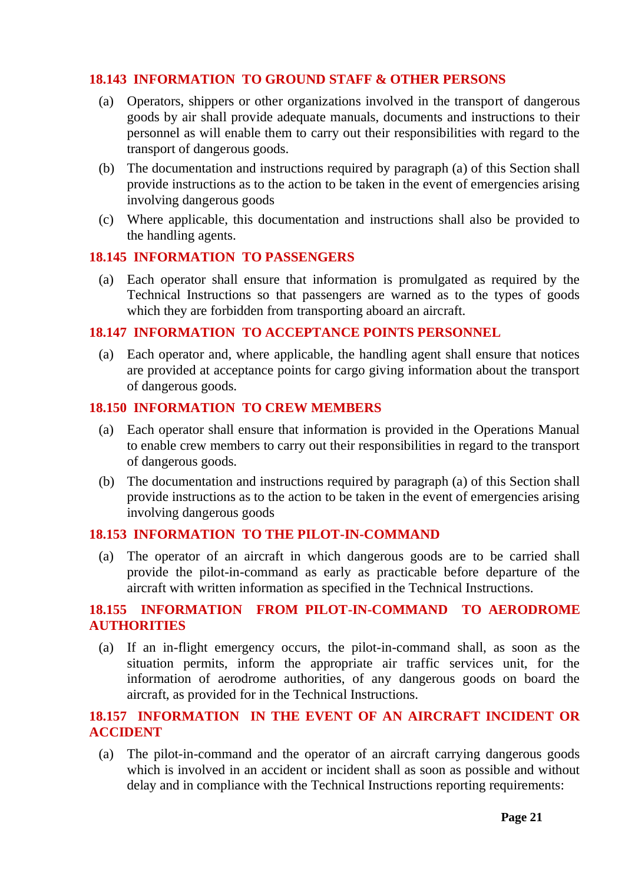### 18.143 INFORMATION TO GROUND STAFF & OTHER PERSONS

(a) Operators, shippers or other organizations involved in the transport of dangerous goods by air shall provide adequate manuals, documents and instructions to their personnel as will enable them to carry out their responsibilities with regard to the transport of dangerous goods.

(b) The documentation and instructions required by paragraph (a) of this Section shall provide instructions as to the action to be taken in the event of emergencies arising involving dangerous goods

(c) Where applicable, this documentation and instructions shall also be provided to the handling agents.

### 18.145 INFORMATION TO PASSENGERS

(a) Each operator shall ensure that information is promulgated as required by the Technical Instructions so that passengers are warned as to the types of goods which they are forbidden from transporting aboard an aircraft.

### 18.147 INFORMATION TO ACCEPTANCE POINTS PERSONNEL

(a) Each operator and, where applicable, the handling agent shall ensure that notices are provided at acceptance points for cargo giving information about the transport of dangerous goods.

### 18.150 INFORMATION TO CREW MEMBERS

(a) Each operator shall ensure that information is provided in the Operations Manual to enable crew members to carry out their responsibilities in regard to the transport of dangerous goods.

(b) The documentation and instructions required by paragraph (a) of this Section shall provide instructions as to the action to be taken in the event of emergencies arising involving dangerous goods

### 18.153 INFORMATION TO THE PILOT-IN-COMMAND

(a) The operator of an aircraft in which dangerous goods are to be carried shall provide the pilot-in-command as early as practicable before departure of the aircraft with written information as specified in the Technical Instructions.

### 18.155 INFORMATION FROM PILOT-IN-COMMAND TO AERODROME AUTHORITIES

(a) If an in-flight emergency occurs, the pilot-in-command shall, as soon as the situation permits, inform the appropriate air traffic services unit, for the information of aerodrome authorities, of any dangerous goods on board the aircraft, as provided for in the Technical Instructions.

### 18.157 INFORMATION IN THE EVENT OF AN AIRCRAFT INCIDENT OR ACCIDENT

(a) The pilot-in-command and the operator of an aircraft carrying dangerous goods which is involved in an accident or incident shall as soon as possible and without delay and in compliance with the Technical Instructions reporting requirements: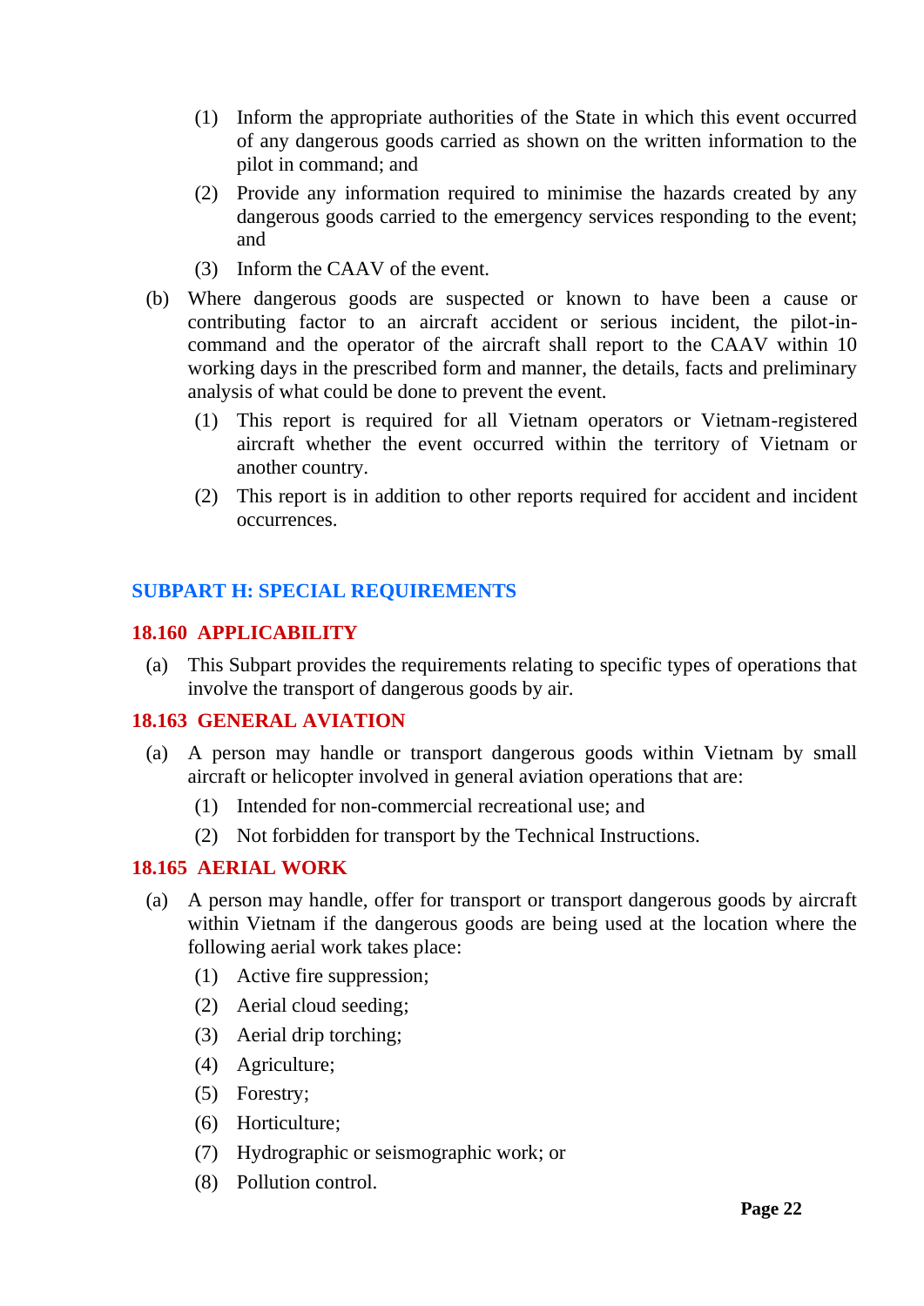(1) Inform the appropriate authorities of the State in which this event occurred of any dangerous goods carried as shown on the written information to the pilot in command; and

(2) Provide any information required to minimise the hazards created by any dangerous goods carried to the emergency services responding to the event; and

(3) Inform the CAAV of the event.

(b) Where dangerous goods are suspected or known to have been a cause or contributing factor to an aircraft accident or serious incident, the pilot-in-command and the operator of the aircraft shall report to the CAAV within 10 working days in the prescribed form and manner, the details, facts and preliminary analysis of what could be done to prevent the event.

(1) This report is required for all Vietnam operators or Vietnam-registered aircraft whether the event occurred within the territory of Vietnam or another country.

(2) This report is in addition to other reports required for accident and incident occurrences.

## SUBPART H: SPECIAL REQUIREMENTS

### 18.160 APPLICABILITY

(a) This Subpart provides the requirements relating to specific types of operations that involve the transport of dangerous goods by air.

### 18.163 GENERAL AVIATION

(a) A person may handle or transport dangerous goods within Vietnam by small aircraft or helicopter involved in general aviation operations that are:

(1) Intended for non-commercial recreational use; and

(2) Not forbidden for transport by the Technical Instructions.

### 18.165 AERIAL WORK

(a) A person may handle, offer for transport or transport dangerous goods by aircraft within Vietnam if the dangerous goods are being used at the location where the following aerial work takes place:

(1) Active fire suppression;

(2) Aerial cloud seeding;

(3) Aerial drip torching;

(4) Agriculture;

(5) Forestry;

(6) Horticulture;

(7) Hydrographic or seismographic work; or

(8) Pollution control.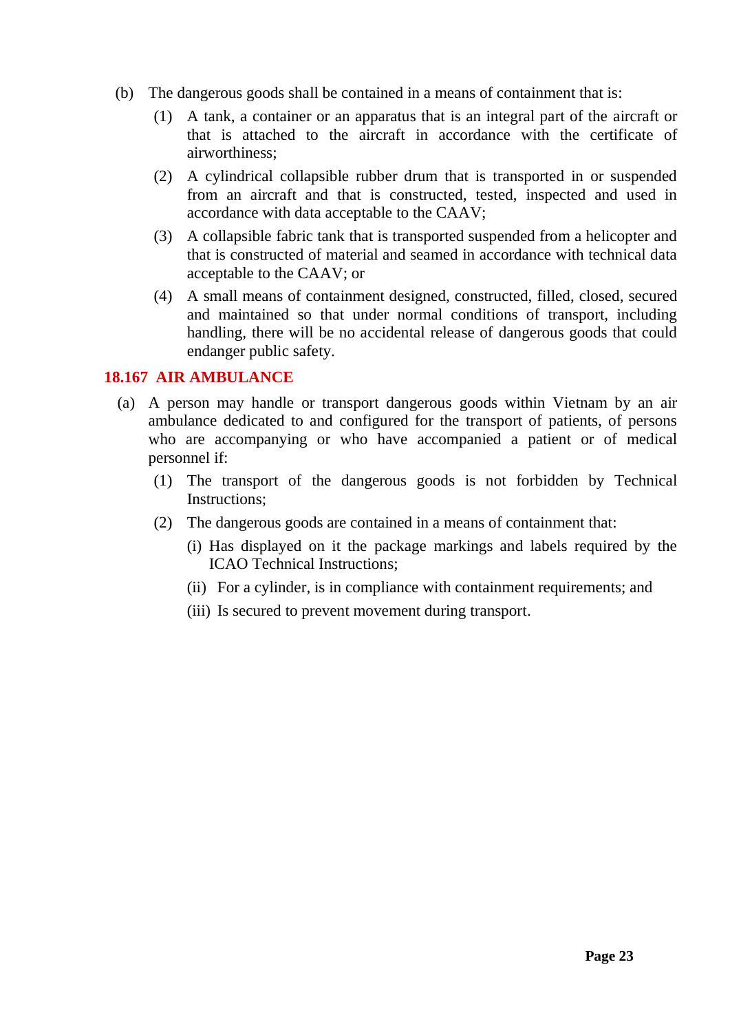(b) The dangerous goods shall be contained in a means of containment that is:

(1) A tank, a container or an apparatus that is an integral part of the aircraft or that is attached to the aircraft in accordance with the certificate of airworthiness;

(2) A cylindrical collapsible rubber drum that is transported in or suspended from an aircraft and that is constructed, tested, inspected and used in accordance with data acceptable to the CAAV;

(3) A collapsible fabric tank that is transported suspended from a helicopter and that is constructed of material and seamed in accordance with technical data acceptable to the CAAV; or

(4) A small means of containment designed, constructed, filled, closed, secured and maintained so that under normal conditions of transport, including handling, there will be no accidental release of dangerous goods that could endanger public safety.

## 18.167 AIR AMBULANCE

(a) A person may handle or transport dangerous goods within Vietnam by an air ambulance dedicated to and configured for the transport of patients, of persons who are accompanying or who have accompanied a patient or of medical personnel if:

(1) The transport of the dangerous goods is not forbidden by Technical Instructions;

(2) The dangerous goods are contained in a means of containment that:

(i) Has displayed on it the package markings and labels required by the ICAO Technical Instructions;

(ii) For a cylinder, is in compliance with containment requirements; and

(iii) Is secured to prevent movement during transport.